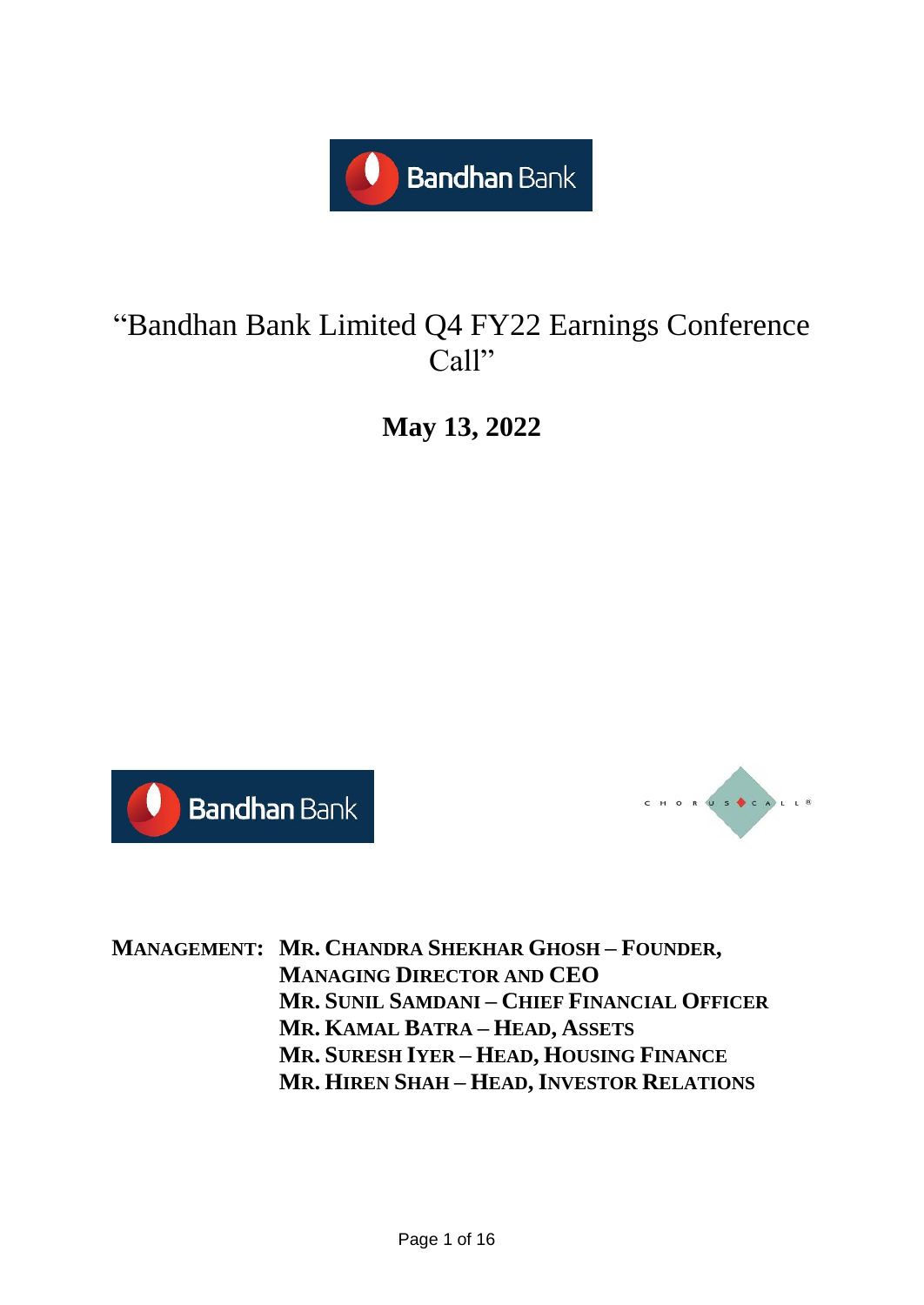# "Bandhan Bank Limited Q4 FY22 Earnings Conference Call"

**May 13, 2022**

**MANAGEMENT:**

**MR. CHANDRA SHEKHAR GHOSH – FOUNDER, MANAGING DIRECTOR AND CEO**
**MR. SUNIL SAMDANI – CHIEF FINANCIAL OFFICER**
**MR. KAMAL BATRA – HEAD, ASSETS**
**MR. SURESH IYER – HEAD, HOUSING FINANCE**
**MR. HIREN SHAH – HEAD, INVESTOR RELATIONS**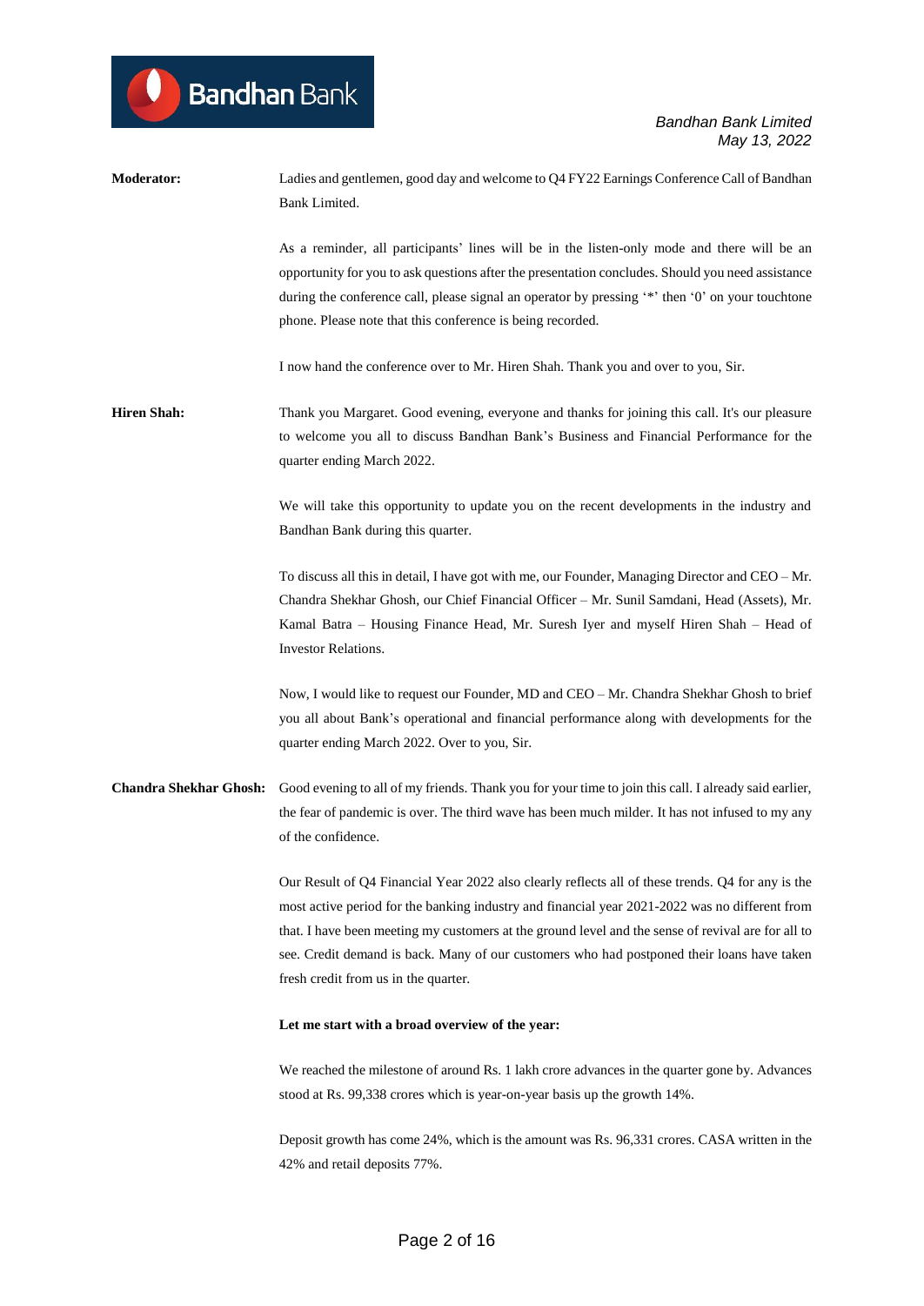**Moderator:** Ladies and gentlemen, good day and welcome to Q4 FY22 Earnings Conference Call of Bandhan Bank Limited.

As a reminder, all participants' lines will be in the listen-only mode and there will be an opportunity for you to ask questions after the presentation concludes. Should you need assistance during the conference call, please signal an operator by pressing '*' then '0' on your touchtone phone. Please note that this conference is being recorded.

I now hand the conference over to Mr. Hiren Shah. Thank you and over to you, Sir.

**Hiren Shah:** Thank you Margaret. Good evening, everyone and thanks for joining this call. It's our pleasure to welcome you all to discuss Bandhan Bank's Business and Financial Performance for the quarter ending March 2022.

We will take this opportunity to update you on the recent developments in the industry and Bandhan Bank during this quarter.

To discuss all this in detail, I have got with me, our Founder, Managing Director and CEO – Mr. Chandra Shekhar Ghosh, our Chief Financial Officer – Mr. Sunil Samdani, Head (Assets), Mr. Kamal Batra – Housing Finance Head, Mr. Suresh Iyer and myself Hiren Shah – Head of Investor Relations.

Now, I would like to request our Founder, MD and CEO – Mr. Chandra Shekhar Ghosh to brief you all about Bank's operational and financial performance along with developments for the quarter ending March 2022. Over to you, Sir.

**Chandra Shekhar Ghosh:** Good evening to all of my friends. Thank you for your time to join this call. I already said earlier, the fear of pandemic is over. The third wave has been much milder. It has not infused to my any of the confidence.

Our Result of Q4 Financial Year 2022 also clearly reflects all of these trends. Q4 for any is the most active period for the banking industry and financial year 2021-2022 was no different from that. I have been meeting my customers at the ground level and the sense of revival are for all to see. Credit demand is back. Many of our customers who had postponed their loans have taken fresh credit from us in the quarter.

**Let me start with a broad overview of the year:**

We reached the milestone of around Rs. 1 lakh crore advances in the quarter gone by. Advances stood at Rs. 99,338 crores which is year-on-year basis up the growth 14%.

Deposit growth has come 24%, which is the amount was Rs. 96,331 crores. CASA written in the 42% and retail deposits 77%.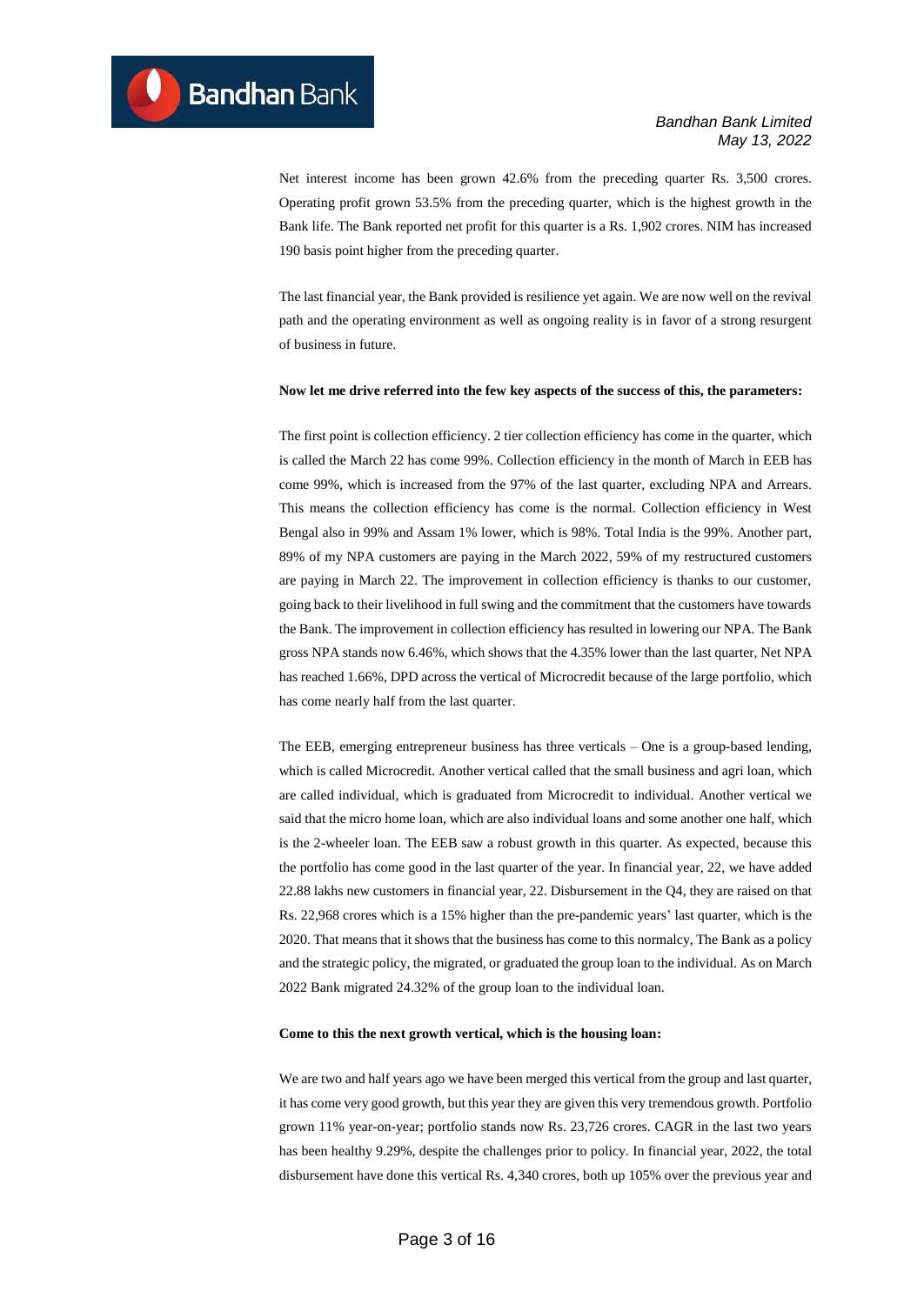Net interest income has been grown 42.6% from the preceding quarter Rs. 3,500 crores. Operating profit grown 53.5% from the preceding quarter, which is the highest growth in the Bank life. The Bank reported net profit for this quarter is a Rs. 1,902 crores. NIM has increased 190 basis point higher from the preceding quarter.

The last financial year, the Bank provided is resilience yet again. We are now well on the revival path and the operating environment as well as ongoing reality is in favor of a strong resurgent of business in future.

**Now let me drive referred into the few key aspects of the success of this, the parameters:**

The first point is collection efficiency. 2 tier collection efficiency has come in the quarter, which is called the March 22 has come 99%. Collection efficiency in the month of March in EEB has come 99%, which is increased from the 97% of the last quarter, excluding NPA and Arrears. This means the collection efficiency has come is the normal. Collection efficiency in West Bengal also in 99% and Assam 1% lower, which is 98%. Total India is the 99%. Another part, 89% of my NPA customers are paying in the March 2022, 59% of my restructured customers are paying in March 22. The improvement in collection efficiency is thanks to our customer, going back to their livelihood in full swing and the commitment that the customers have towards the Bank. The improvement in collection efficiency has resulted in lowering our NPA. The Bank gross NPA stands now 6.46%, which shows that the 4.35% lower than the last quarter, Net NPA has reached 1.66%, DPD across the vertical of Microcredit because of the large portfolio, which has come nearly half from the last quarter.

The EEB, emerging entrepreneur business has three verticals – One is a group-based lending, which is called Microcredit. Another vertical called that the small business and agri loan, which are called individual, which is graduated from Microcredit to individual. Another vertical we said that the micro home loan, which are also individual loans and some another one half, which is the 2-wheeler loan. The EEB saw a robust growth in this quarter. As expected, because this the portfolio has come good in the last quarter of the year. In financial year, 22, we have added 22.88 lakhs new customers in financial year, 22. Disbursement in the Q4, they are raised on that Rs. 22,968 crores which is a 15% higher than the pre-pandemic years' last quarter, which is the 2020. That means that it shows that the business has come to this normalcy, The Bank as a policy and the strategic policy, the migrated, or graduated the group loan to the individual. As on March 2022 Bank migrated 24.32% of the group loan to the individual loan.

**Come to this the next growth vertical, which is the housing loan:**

We are two and half years ago we have been merged this vertical from the group and last quarter, it has come very good growth, but this year they are given this very tremendous growth. Portfolio grown 11% year-on-year; portfolio stands now Rs. 23,726 crores. CAGR in the last two years has been healthy 9.29%, despite the challenges prior to policy. In financial year, 2022, the total disbursement have done this vertical Rs. 4,340 crores, both up 105% over the previous year and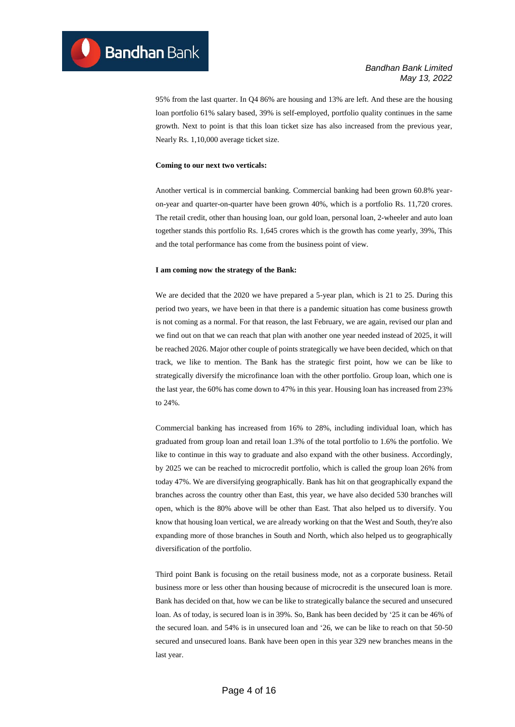95% from the last quarter. In Q4 86% are housing and 13% are left. And these are the housing loan portfolio 61% salary based, 39% is self-employed, portfolio quality continues in the same growth. Next to point is that this loan ticket size has also increased from the previous year, Nearly Rs. 1,10,000 average ticket size.

**Coming to our next two verticals:**

Another vertical is in commercial banking. Commercial banking had been grown 60.8% year-on-year and quarter-on-quarter have been grown 40%, which is a portfolio Rs. 11,720 crores. The retail credit, other than housing loan, our gold loan, personal loan, 2-wheeler and auto loan together stands this portfolio Rs. 1,645 crores which is the growth has come yearly, 39%, This and the total performance has come from the business point of view.

**I am coming now the strategy of the Bank:**

We are decided that the 2020 we have prepared a 5-year plan, which is 21 to 25. During this period two years, we have been in that there is a pandemic situation has come business growth is not coming as a normal. For that reason, the last February, we are again, revised our plan and we find out on that we can reach that plan with another one year needed instead of 2025, it will be reached 2026. Major other couple of points strategically we have been decided, which on that track, we like to mention. The Bank has the strategic first point, how we can be like to strategically diversify the microfinance loan with the other portfolio. Group loan, which one is the last year, the 60% has come down to 47% in this year. Housing loan has increased from 23% to 24%.

Commercial banking has increased from 16% to 28%, including individual loan, which has graduated from group loan and retail loan 1.3% of the total portfolio to 1.6% the portfolio. We like to continue in this way to graduate and also expand with the other business. Accordingly, by 2025 we can be reached to microcredit portfolio, which is called the group loan 26% from today 47%. We are diversifying geographically. Bank has hit on that geographically expand the branches across the country other than East, this year, we have also decided 530 branches will open, which is the 80% above will be other than East. That also helped us to diversify. You know that housing loan vertical, we are already working on that the West and South, they're also expanding more of those branches in South and North, which also helped us to geographically diversification of the portfolio.

Third point Bank is focusing on the retail business mode, not as a corporate business. Retail business more or less other than housing because of microcredit is the unsecured loan is more. Bank has decided on that, how we can be like to strategically balance the secured and unsecured loan. As of today, is secured loan is in 39%. So, Bank has been decided by '25 it can be 46% of the secured loan. and 54% is in unsecured loan and '26, we can be like to reach on that 50-50 secured and unsecured loans. Bank have been open in this year 329 new branches means in the last year.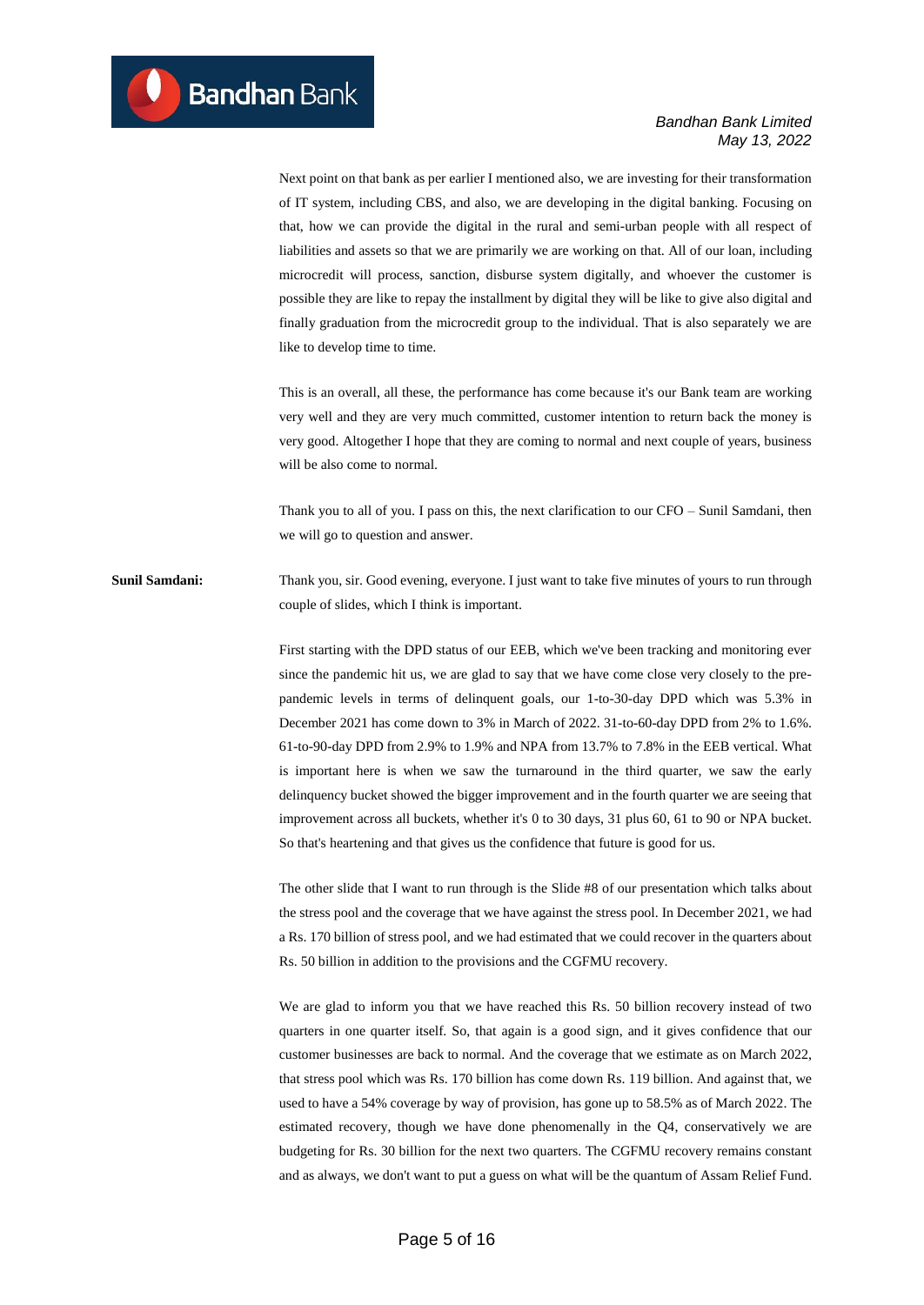Next point on that bank as per earlier I mentioned also, we are investing for their transformation of IT system, including CBS, and also, we are developing in the digital banking. Focusing on that, how we can provide the digital in the rural and semi-urban people with all respect of liabilities and assets so that we are primarily we are working on that. All of our loan, including microcredit will process, sanction, disburse system digitally, and whoever the customer is possible they are like to repay the installment by digital they will be like to give also digital and finally graduation from the microcredit group to the individual. That is also separately we are like to develop time to time.

This is an overall, all these, the performance has come because it's our Bank team are working very well and they are very much committed, customer intention to return back the money is very good. Altogether I hope that they are coming to normal and next couple of years, business will be also come to normal.

Thank you to all of you. I pass on this, the next clarification to our CFO – Sunil Samdani, then we will go to question and answer.

**Sunil Samdani:** Thank you, sir. Good evening, everyone. I just want to take five minutes of yours to run through couple of slides, which I think is important.

First starting with the DPD status of our EEB, which we've been tracking and monitoring ever since the pandemic hit us, we are glad to say that we have come close very closely to the pre-pandemic levels in terms of delinquent goals, our 1-to-30-day DPD which was 5.3% in December 2021 has come down to 3% in March of 2022. 31-to-60-day DPD from 2% to 1.6%. 61-to-90-day DPD from 2.9% to 1.9% and NPA from 13.7% to 7.8% in the EEB vertical. What is important here is when we saw the turnaround in the third quarter, we saw the early delinquency bucket showed the bigger improvement and in the fourth quarter we are seeing that improvement across all buckets, whether it's 0 to 30 days, 31 plus 60, 61 to 90 or NPA bucket. So that's heartening and that gives us the confidence that future is good for us.

The other slide that I want to run through is the Slide #8 of our presentation which talks about the stress pool and the coverage that we have against the stress pool. In December 2021, we had a Rs. 170 billion of stress pool, and we had estimated that we could recover in the quarters about Rs. 50 billion in addition to the provisions and the CGFMU recovery.

We are glad to inform you that we have reached this Rs. 50 billion recovery instead of two quarters in one quarter itself. So, that again is a good sign, and it gives confidence that our customer businesses are back to normal. And the coverage that we estimate as on March 2022, that stress pool which was Rs. 170 billion has come down Rs. 119 billion. And against that, we used to have a 54% coverage by way of provision, has gone up to 58.5% as of March 2022. The estimated recovery, though we have done phenomenally in the Q4, conservatively we are budgeting for Rs. 30 billion for the next two quarters. The CGFMU recovery remains constant and as always, we don't want to put a guess on what will be the quantum of Assam Relief Fund.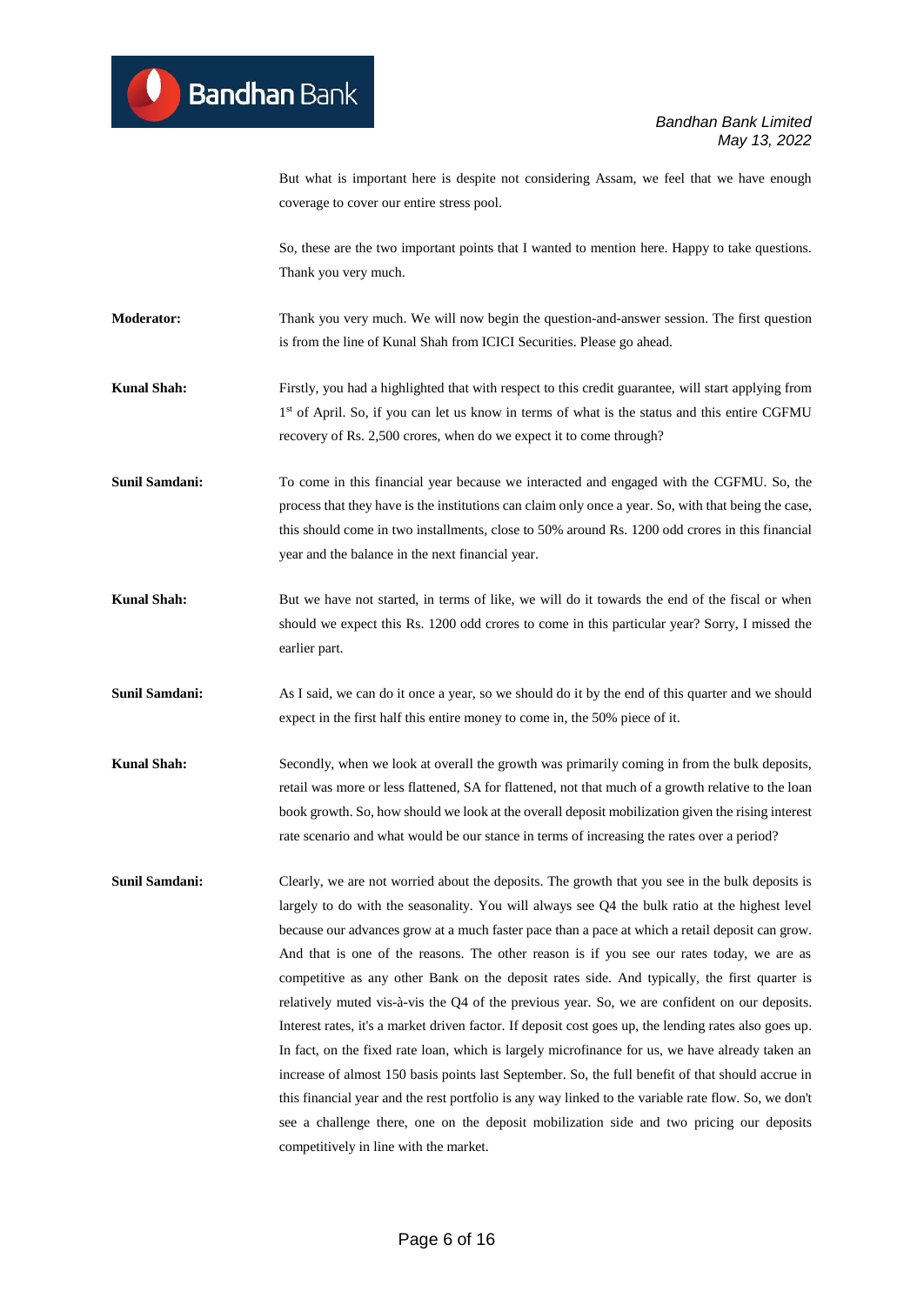But what is important here is despite not considering Assam, we feel that we have enough coverage to cover our entire stress pool.

So, these are the two important points that I wanted to mention here. Happy to take questions. Thank you very much.

**Moderator:** Thank you very much. We will now begin the question-and-answer session. The first question is from the line of Kunal Shah from ICICI Securities. Please go ahead.

**Kunal Shah:** Firstly, you had a highlighted that with respect to this credit guarantee, will start applying from 1st of April. So, if you can let us know in terms of what is the status and this entire CGFMU recovery of Rs. 2,500 crores, when do we expect it to come through?

**Sunil Samdani:** To come in this financial year because we interacted and engaged with the CGFMU. So, the process that they have is the institutions can claim only once a year. So, with that being the case, this should come in two installments, close to 50% around Rs. 1200 odd crores in this financial year and the balance in the next financial year.

**Kunal Shah:** But we have not started, in terms of like, we will do it towards the end of the fiscal or when should we expect this Rs. 1200 odd crores to come in this particular year? Sorry, I missed the earlier part.

**Sunil Samdani:** As I said, we can do it once a year, so we should do it by the end of this quarter and we should expect in the first half this entire money to come in, the 50% piece of it.

**Kunal Shah:** Secondly, when we look at overall the growth was primarily coming in from the bulk deposits, retail was more or less flattened, SA for flattened, not that much of a growth relative to the loan book growth. So, how should we look at the overall deposit mobilization given the rising interest rate scenario and what would be our stance in terms of increasing the rates over a period?

**Sunil Samdani:** Clearly, we are not worried about the deposits. The growth that you see in the bulk deposits is largely to do with the seasonality. You will always see Q4 the bulk ratio at the highest level because our advances grow at a much faster pace than a pace at which a retail deposit can grow. And that is one of the reasons. The other reason is if you see our rates today, we are as competitive as any other Bank on the deposit rates side. And typically, the first quarter is relatively muted vis-à-vis the Q4 of the previous year. So, we are confident on our deposits. Interest rates, it's a market driven factor. If deposit cost goes up, the lending rates also goes up. In fact, on the fixed rate loan, which is largely microfinance for us, we have already taken an increase of almost 150 basis points last September. So, the full benefit of that should accrue in this financial year and the rest portfolio is any way linked to the variable rate flow. So, we don't see a challenge there, one on the deposit mobilization side and two pricing our deposits competitively in line with the market.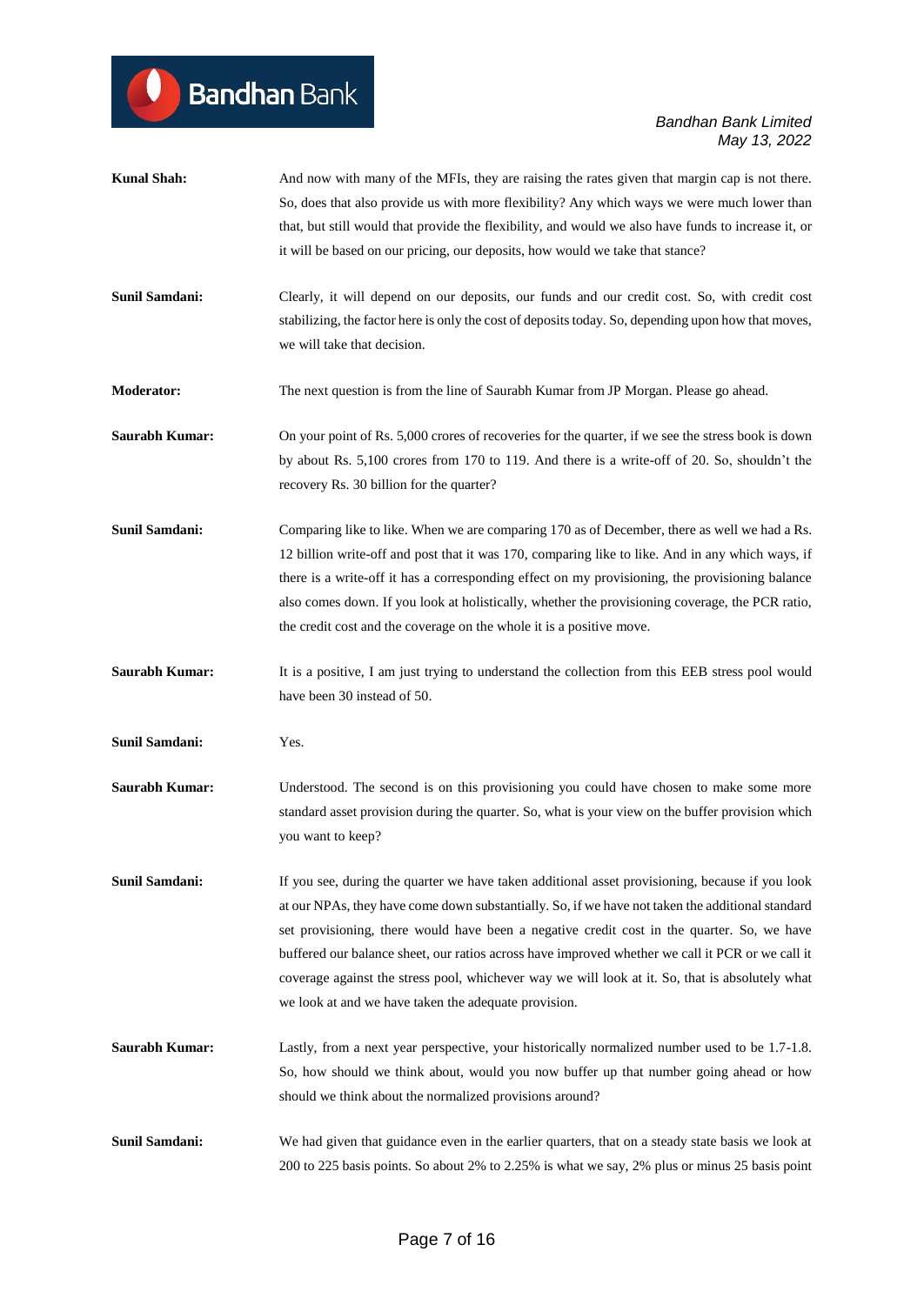**Kunal Shah:** And now with many of the MFIs, they are raising the rates given that margin cap is not there. So, does that also provide us with more flexibility? Any which ways we were much lower than that, but still would that provide the flexibility, and would we also have funds to increase it, or it will be based on our pricing, our deposits, how would we take that stance?

**Sunil Samdani:** Clearly, it will depend on our deposits, our funds and our credit cost. So, with credit cost stabilizing, the factor here is only the cost of deposits today. So, depending upon how that moves, we will take that decision.

**Moderator:** The next question is from the line of Saurabh Kumar from JP Morgan. Please go ahead.

**Saurabh Kumar:** On your point of Rs. 5,000 crores of recoveries for the quarter, if we see the stress book is down by about Rs. 5,100 crores from 170 to 119. And there is a write-off of 20. So, shouldn't the recovery Rs. 30 billion for the quarter?

**Sunil Samdani:** Comparing like to like. When we are comparing 170 as of December, there as well we had a Rs. 12 billion write-off and post that it was 170, comparing like to like. And in any which ways, if there is a write-off it has a corresponding effect on my provisioning, the provisioning balance also comes down. If you look at holistically, whether the provisioning coverage, the PCR ratio, the credit cost and the coverage on the whole it is a positive move.

**Saurabh Kumar:** It is a positive, I am just trying to understand the collection from this EEB stress pool would have been 30 instead of 50.

**Sunil Samdani:** Yes.

**Saurabh Kumar:** Understood. The second is on this provisioning you could have chosen to make some more standard asset provision during the quarter. So, what is your view on the buffer provision which you want to keep?

**Sunil Samdani:** If you see, during the quarter we have taken additional asset provisioning, because if you look at our NPAs, they have come down substantially. So, if we have not taken the additional standard set provisioning, there would have been a negative credit cost in the quarter. So, we have buffered our balance sheet, our ratios across have improved whether we call it PCR or we call it coverage against the stress pool, whichever way we will look at it. So, that is absolutely what we look at and we have taken the adequate provision.

**Saurabh Kumar:** Lastly, from a next year perspective, your historically normalized number used to be 1.7-1.8. So, how should we think about, would you now buffer up that number going ahead or how should we think about the normalized provisions around?

**Sunil Samdani:** We had given that guidance even in the earlier quarters, that on a steady state basis we look at 200 to 225 basis points. So about 2% to 2.25% is what we say, 2% plus or minus 25 basis point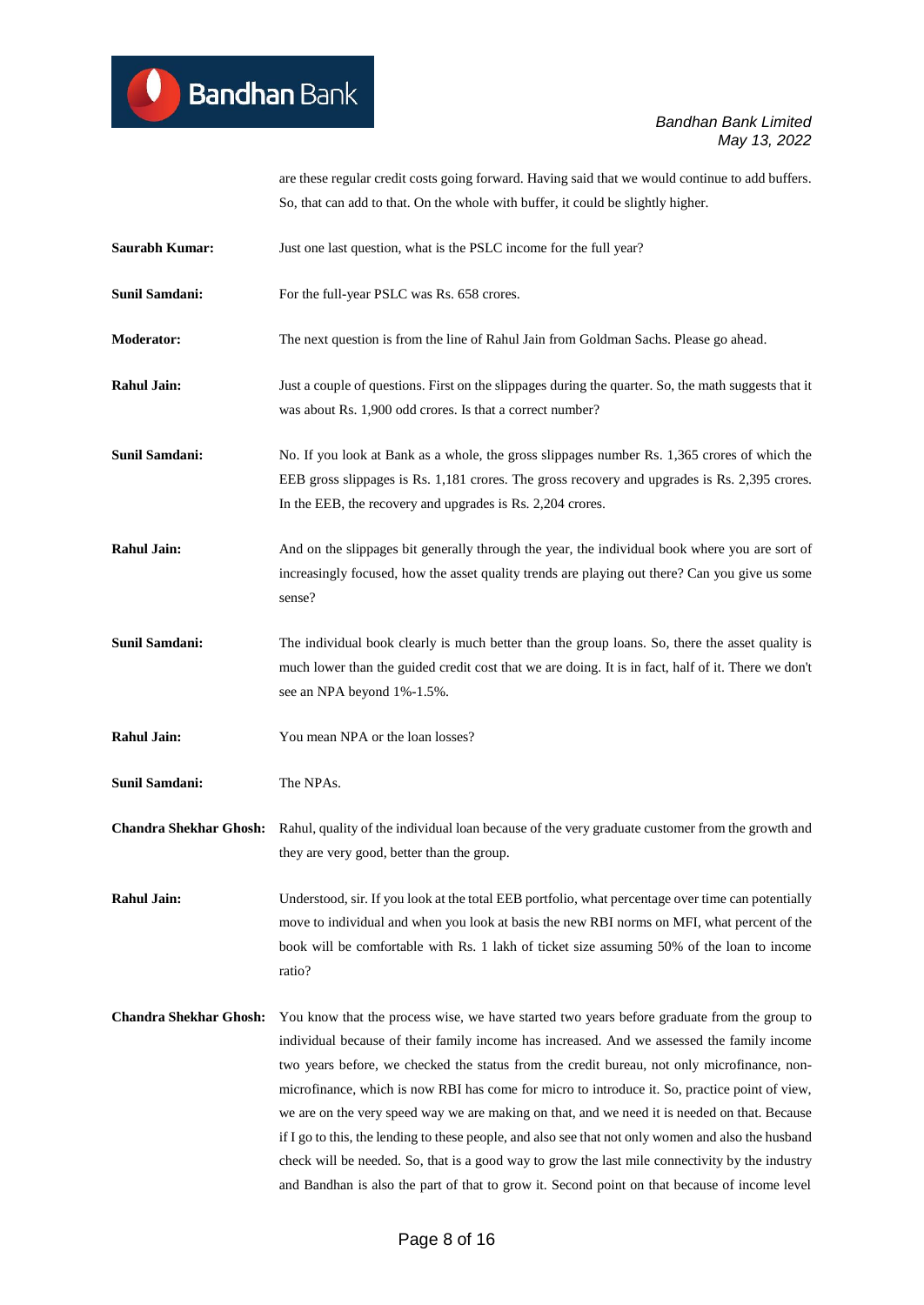are these regular credit costs going forward. Having said that we would continue to add buffers. So, that can add to that. On the whole with buffer, it could be slightly higher.

**Saurabh Kumar:** Just one last question, what is the PSLC income for the full year?

**Sunil Samdani:** For the full-year PSLC was Rs. 658 crores.

**Moderator:** The next question is from the line of Rahul Jain from Goldman Sachs. Please go ahead.

**Rahul Jain:** Just a couple of questions. First on the slippages during the quarter. So, the math suggests that it was about Rs. 1,900 odd crores. Is that a correct number?

**Sunil Samdani:** No. If you look at Bank as a whole, the gross slippages number Rs. 1,365 crores of which the EEB gross slippages is Rs. 1,181 crores. The gross recovery and upgrades is Rs. 2,395 crores. In the EEB, the recovery and upgrades is Rs. 2,204 crores.

**Rahul Jain:** And on the slippages bit generally through the year, the individual book where you are sort of increasingly focused, how the asset quality trends are playing out there? Can you give us some sense?

**Sunil Samdani:** The individual book clearly is much better than the group loans. So, there the asset quality is much lower than the guided credit cost that we are doing. It is in fact, half of it. There we don't see an NPA beyond 1%-1.5%.

**Rahul Jain:** You mean NPA or the loan losses?

**Sunil Samdani:** The NPAs.

**Chandra Shekhar Ghosh:** Rahul, quality of the individual loan because of the very graduate customer from the growth and they are very good, better than the group.

**Rahul Jain:** Understood, sir. If you look at the total EEB portfolio, what percentage over time can potentially move to individual and when you look at basis the new RBI norms on MFI, what percent of the book will be comfortable with Rs. 1 lakh of ticket size assuming 50% of the loan to income ratio?

**Chandra Shekhar Ghosh:** You know that the process wise, we have started two years before graduate from the group to individual because of their family income has increased. And we assessed the family income two years before, we checked the status from the credit bureau, not only microfinance, non-microfinance, which is now RBI has come for micro to introduce it. So, practice point of view, we are on the very speed way we are making on that, and we need it is needed on that. Because if I go to this, the lending to these people, and also see that not only women and also the husband check will be needed. So, that is a good way to grow the last mile connectivity by the industry and Bandhan is also the part of that to grow it. Second point on that because of income level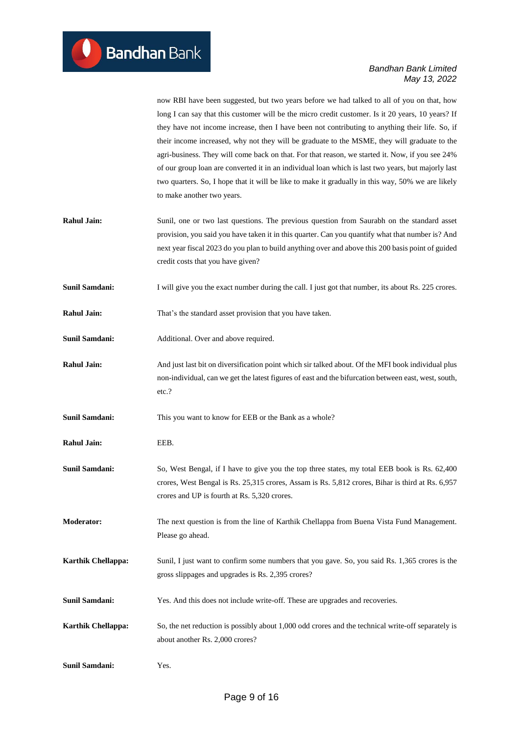now RBI have been suggested, but two years before we had talked to all of you on that, how long I can say that this customer will be the micro credit customer. Is it 20 years, 10 years? If they have not income increase, then I have been not contributing to anything their life. So, if their income increased, why not they will be graduate to the MSME, they will graduate to the agri-business. They will come back on that. For that reason, we started it. Now, if you see 24% of our group loan are converted it in an individual loan which is last two years, but majorly last two quarters. So, I hope that it will be like to make it gradually in this way, 50% we are likely to make another two years.

**Rahul Jain:** Sunil, one or two last questions. The previous question from Saurabh on the standard asset provision, you said you have taken it in this quarter. Can you quantify what that number is? And next year fiscal 2023 do you plan to build anything over and above this 200 basis point of guided credit costs that you have given?

**Sunil Samdani:** I will give you the exact number during the call. I just got that number, its about Rs. 225 crores.

**Rahul Jain:** That's the standard asset provision that you have taken.

**Sunil Samdani:** Additional. Over and above required.

**Rahul Jain:** And just last bit on diversification point which sir talked about. Of the MFI book individual plus non-individual, can we get the latest figures of east and the bifurcation between east, west, south, etc.?

**Sunil Samdani:** This you want to know for EEB or the Bank as a whole?

**Rahul Jain:** EEB.

**Sunil Samdani:** So, West Bengal, if I have to give you the top three states, my total EEB book is Rs. 62,400 crores, West Bengal is Rs. 25,315 crores, Assam is Rs. 5,812 crores, Bihar is third at Rs. 6,957 crores and UP is fourth at Rs. 5,320 crores.

**Moderator:** The next question is from the line of Karthik Chellappa from Buena Vista Fund Management. Please go ahead.

**Karthik Chellappa:** Sunil, I just want to confirm some numbers that you gave. So, you said Rs. 1,365 crores is the gross slippages and upgrades is Rs. 2,395 crores?

**Sunil Samdani:** Yes. And this does not include write-off. These are upgrades and recoveries.

**Karthik Chellappa:** So, the net reduction is possibly about 1,000 odd crores and the technical write-off separately is about another Rs. 2,000 crores?

**Sunil Samdani:** Yes.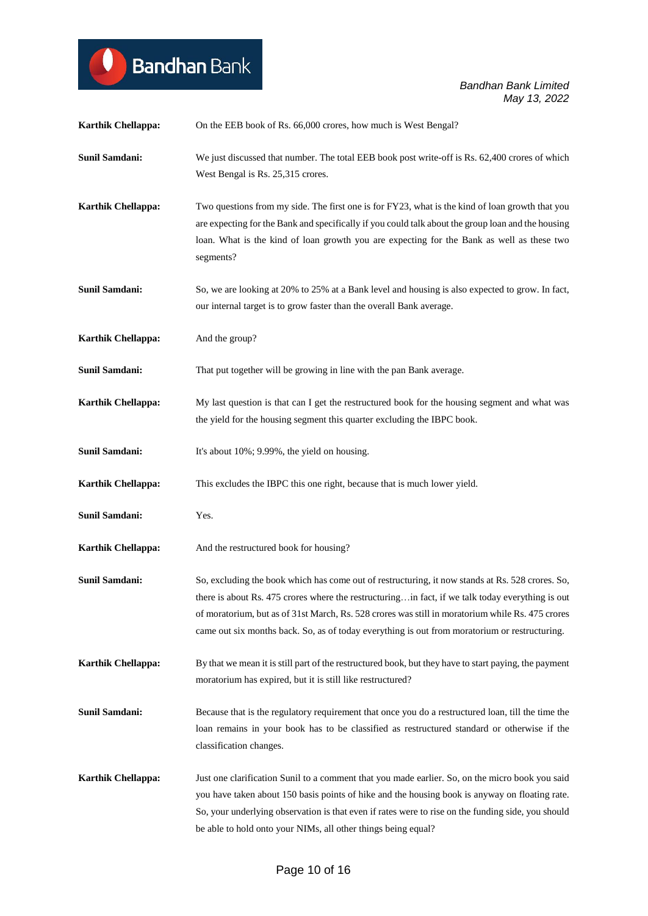**Karthik Chellappa:** On the EEB book of Rs. 66,000 crores, how much is West Bengal?

**Sunil Samdani:** We just discussed that number. The total EEB book post write-off is Rs. 62,400 crores of which West Bengal is Rs. 25,315 crores.

**Karthik Chellappa:** Two questions from my side. The first one is for FY23, what is the kind of loan growth that you are expecting for the Bank and specifically if you could talk about the group loan and the housing loan. What is the kind of loan growth you are expecting for the Bank as well as these two segments?

**Sunil Samdani:** So, we are looking at 20% to 25% at a Bank level and housing is also expected to grow. In fact, our internal target is to grow faster than the overall Bank average.

**Karthik Chellappa:** And the group?

**Sunil Samdani:** That put together will be growing in line with the pan Bank average.

**Karthik Chellappa:** My last question is that can I get the restructured book for the housing segment and what was the yield for the housing segment this quarter excluding the IBPC book.

**Sunil Samdani:** It's about 10%; 9.99%, the yield on housing.

**Karthik Chellappa:** This excludes the IBPC this one right, because that is much lower yield.

**Sunil Samdani:** Yes.

**Karthik Chellappa:** And the restructured book for housing?

**Sunil Samdani:** So, excluding the book which has come out of restructuring, it now stands at Rs. 528 crores. So, there is about Rs. 475 crores where the restructuring…in fact, if we talk today everything is out of moratorium, but as of 31st March, Rs. 528 crores was still in moratorium while Rs. 475 crores came out six months back. So, as of today everything is out from moratorium or restructuring.

**Karthik Chellappa:** By that we mean it is still part of the restructured book, but they have to start paying, the payment moratorium has expired, but it is still like restructured?

**Sunil Samdani:** Because that is the regulatory requirement that once you do a restructured loan, till the time the loan remains in your book has to be classified as restructured standard or otherwise if the classification changes.

**Karthik Chellappa:** Just one clarification Sunil to a comment that you made earlier. So, on the micro book you said you have taken about 150 basis points of hike and the housing book is anyway on floating rate. So, your underlying observation is that even if rates were to rise on the funding side, you should be able to hold onto your NIMs, all other things being equal?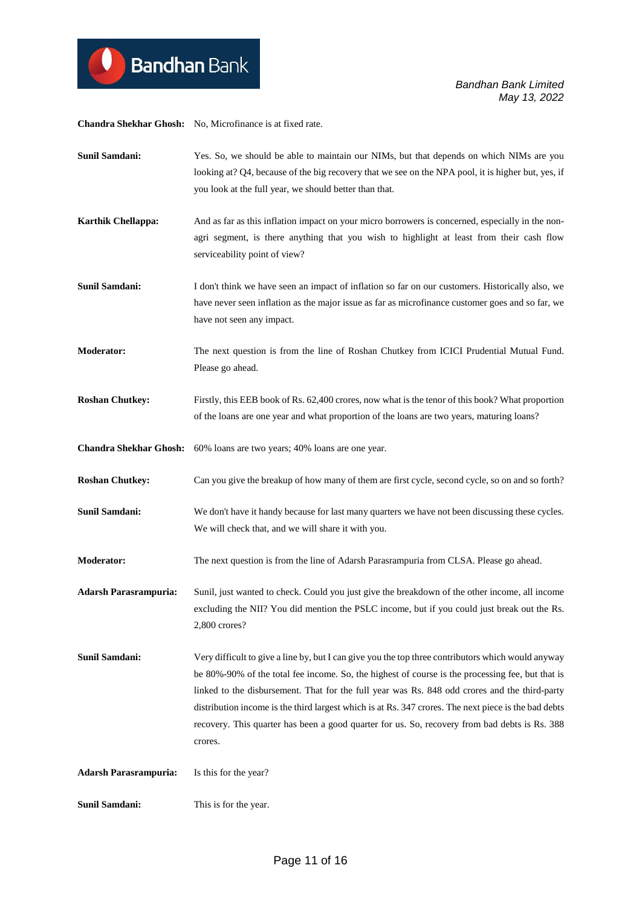**Chandra Shekhar Ghosh:** No, Microfinance is at fixed rate.

**Sunil Samdani:** Yes. So, we should be able to maintain our NIMs, but that depends on which NIMs are you looking at? Q4, because of the big recovery that we see on the NPA pool, it is higher but, yes, if you look at the full year, we should better than that.

**Karthik Chellappa:** And as far as this inflation impact on your micro borrowers is concerned, especially in the non-agri segment, is there anything that you wish to highlight at least from their cash flow serviceability point of view?

**Sunil Samdani:** I don't think we have seen an impact of inflation so far on our customers. Historically also, we have never seen inflation as the major issue as far as microfinance customer goes and so far, we have not seen any impact.

**Moderator:** The next question is from the line of Roshan Chutkey from ICICI Prudential Mutual Fund. Please go ahead.

**Roshan Chutkey:** Firstly, this EEB book of Rs. 62,400 crores, now what is the tenor of this book? What proportion of the loans are one year and what proportion of the loans are two years, maturing loans?

**Chandra Shekhar Ghosh:** 60% loans are two years; 40% loans are one year.

**Roshan Chutkey:** Can you give the breakup of how many of them are first cycle, second cycle, so on and so forth?

**Sunil Samdani:** We don't have it handy because for last many quarters we have not been discussing these cycles. We will check that, and we will share it with you.

**Moderator:** The next question is from the line of Adarsh Parasrampuria from CLSA. Please go ahead.

**Adarsh Parasrampuria:** Sunil, just wanted to check. Could you just give the breakdown of the other income, all income excluding the NII? You did mention the PSLC income, but if you could just break out the Rs. 2,800 crores?

**Sunil Samdani:** Very difficult to give a line by, but I can give you the top three contributors which would anyway be 80%-90% of the total fee income. So, the highest of course is the processing fee, but that is linked to the disbursement. That for the full year was Rs. 848 odd crores and the third-party distribution income is the third largest which is at Rs. 347 crores. The next piece is the bad debts recovery. This quarter has been a good quarter for us. So, recovery from bad debts is Rs. 388 crores.

**Adarsh Parasrampuria:** Is this for the year?

**Sunil Samdani:** This is for the year.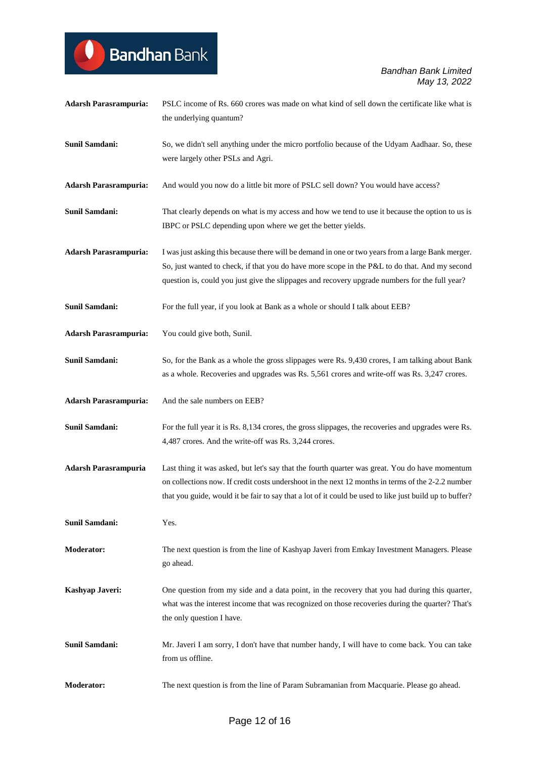**Adarsh Parasrampuria:** PSLC income of Rs. 660 crores was made on what kind of sell down the certificate like what is the underlying quantum?

**Sunil Samdani:** So, we didn't sell anything under the micro portfolio because of the Udyam Aadhaar. So, these were largely other PSLs and Agri.

**Adarsh Parasrampuria:** And would you now do a little bit more of PSLC sell down? You would have access?

**Sunil Samdani:** That clearly depends on what is my access and how we tend to use it because the option to us is IBPC or PSLC depending upon where we get the better yields.

**Adarsh Parasrampuria:** I was just asking this because there will be demand in one or two years from a large Bank merger. So, just wanted to check, if that you do have more scope in the P&L to do that. And my second question is, could you just give the slippages and recovery upgrade numbers for the full year?

**Sunil Samdani:** For the full year, if you look at Bank as a whole or should I talk about EEB?

**Adarsh Parasrampuria:** You could give both, Sunil.

**Sunil Samdani:** So, for the Bank as a whole the gross slippages were Rs. 9,430 crores, I am talking about Bank as a whole. Recoveries and upgrades was Rs. 5,561 crores and write-off was Rs. 3,247 crores.

**Adarsh Parasrampuria:** And the sale numbers on EEB?

**Sunil Samdani:** For the full year it is Rs. 8,134 crores, the gross slippages, the recoveries and upgrades were Rs. 4,487 crores. And the write-off was Rs. 3,244 crores.

**Adarsh Parasrampuria** Last thing it was asked, but let's say that the fourth quarter was great. You do have momentum on collections now. If credit costs undershoot in the next 12 months in terms of the 2-2.2 number that you guide, would it be fair to say that a lot of it could be used to like just build up to buffer?

**Sunil Samdani:** Yes.

**Moderator:** The next question is from the line of Kashyap Javeri from Emkay Investment Managers. Please go ahead.

**Kashyap Javeri:** One question from my side and a data point, in the recovery that you had during this quarter, what was the interest income that was recognized on those recoveries during the quarter? That's the only question I have.

**Sunil Samdani:** Mr. Javeri I am sorry, I don't have that number handy, I will have to come back. You can take from us offline.

**Moderator:** The next question is from the line of Param Subramanian from Macquarie. Please go ahead.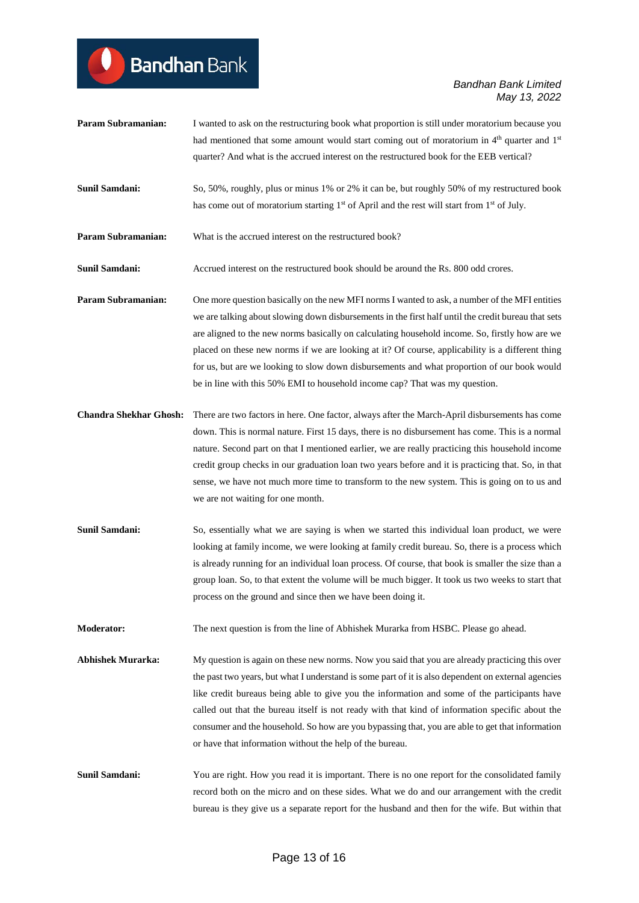**Param Subramanian:** I wanted to ask on the restructuring book what proportion is still under moratorium because you had mentioned that some amount would start coming out of moratorium in 4th quarter and 1st quarter? And what is the accrued interest on the restructured book for the EEB vertical?

**Sunil Samdani:** So, 50%, roughly, plus or minus 1% or 2% it can be, but roughly 50% of my restructured book has come out of moratorium starting 1st of April and the rest will start from 1st of July.

**Param Subramanian:** What is the accrued interest on the restructured book?

**Sunil Samdani:** Accrued interest on the restructured book should be around the Rs. 800 odd crores.

**Param Subramanian:** One more question basically on the new MFI norms I wanted to ask, a number of the MFI entities we are talking about slowing down disbursements in the first half until the credit bureau that sets are aligned to the new norms basically on calculating household income. So, firstly how are we placed on these new norms if we are looking at it? Of course, applicability is a different thing for us, but are we looking to slow down disbursements and what proportion of our book would be in line with this 50% EMI to household income cap? That was my question.

**Chandra Shekhar Ghosh:** There are two factors in here. One factor, always after the March-April disbursements has come down. This is normal nature. First 15 days, there is no disbursement has come. This is a normal nature. Second part on that I mentioned earlier, we are really practicing this household income credit group checks in our graduation loan two years before and it is practicing that. So, in that sense, we have not much more time to transform to the new system. This is going on to us and we are not waiting for one month.

**Sunil Samdani:** So, essentially what we are saying is when we started this individual loan product, we were looking at family income, we were looking at family credit bureau. So, there is a process which is already running for an individual loan process. Of course, that book is smaller the size than a group loan. So, to that extent the volume will be much bigger. It took us two weeks to start that process on the ground and since then we have been doing it.

**Moderator:** The next question is from the line of Abhishek Murarka from HSBC. Please go ahead.

**Abhishek Murarka:** My question is again on these new norms. Now you said that you are already practicing this over the past two years, but what I understand is some part of it is also dependent on external agencies like credit bureaus being able to give you the information and some of the participants have called out that the bureau itself is not ready with that kind of information specific about the consumer and the household. So how are you bypassing that, you are able to get that information or have that information without the help of the bureau.

**Sunil Samdani:** You are right. How you read it is important. There is no one report for the consolidated family record both on the micro and on these sides. What we do and our arrangement with the credit bureau is they give us a separate report for the husband and then for the wife. But within that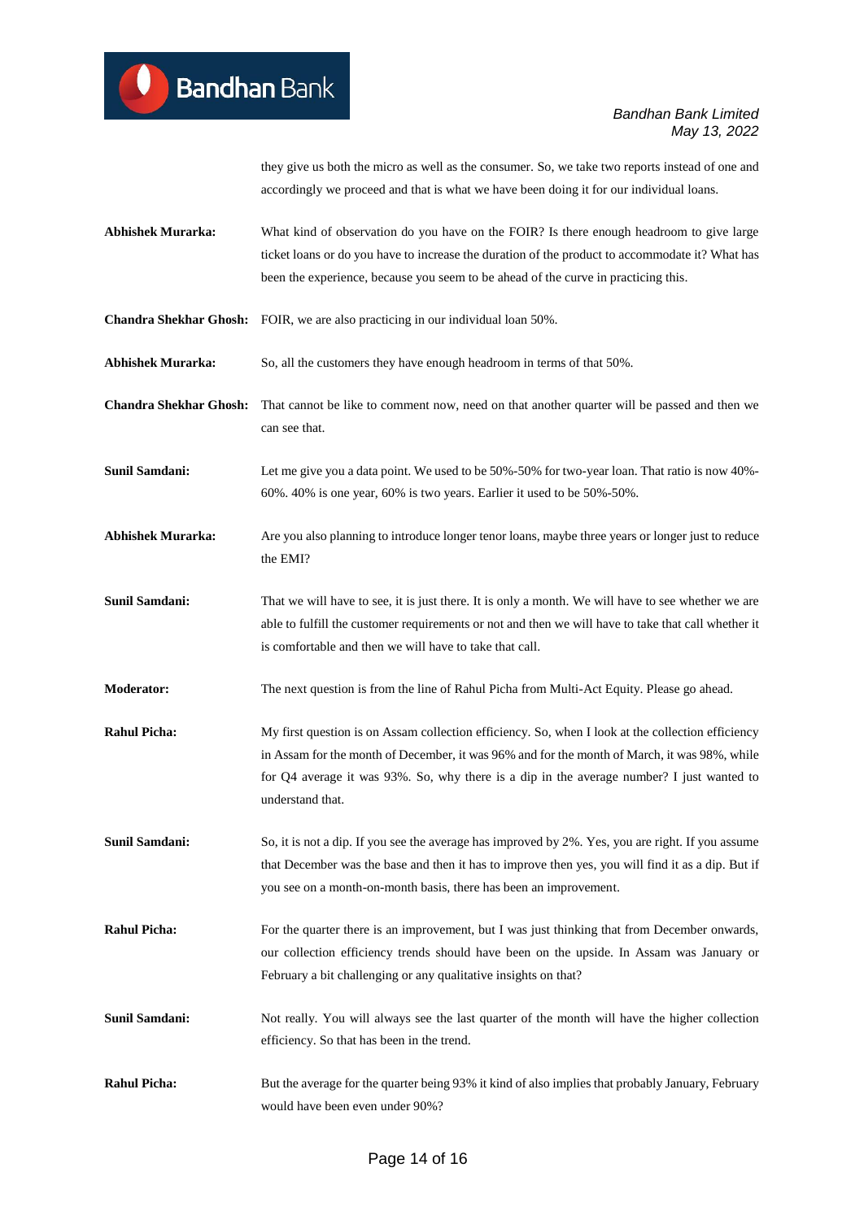they give us both the micro as well as the consumer. So, we take two reports instead of one and accordingly we proceed and that is what we have been doing it for our individual loans.

**Abhishek Murarka:** What kind of observation do you have on the FOIR? Is there enough headroom to give large ticket loans or do you have to increase the duration of the product to accommodate it? What has been the experience, because you seem to be ahead of the curve in practicing this.

**Chandra Shekhar Ghosh:** FOIR, we are also practicing in our individual loan 50%.

**Abhishek Murarka:** So, all the customers they have enough headroom in terms of that 50%.

**Chandra Shekhar Ghosh:** That cannot be like to comment now, need on that another quarter will be passed and then we can see that.

**Sunil Samdani:** Let me give you a data point. We used to be 50%-50% for two-year loan. That ratio is now 40%-60%. 40% is one year, 60% is two years. Earlier it used to be 50%-50%.

**Abhishek Murarka:** Are you also planning to introduce longer tenor loans, maybe three years or longer just to reduce the EMI?

**Sunil Samdani:** That we will have to see, it is just there. It is only a month. We will have to see whether we are able to fulfill the customer requirements or not and then we will have to take that call whether it is comfortable and then we will have to take that call.

**Moderator:** The next question is from the line of Rahul Picha from Multi-Act Equity. Please go ahead.

**Rahul Picha:** My first question is on Assam collection efficiency. So, when I look at the collection efficiency in Assam for the month of December, it was 96% and for the month of March, it was 98%, while for Q4 average it was 93%. So, why there is a dip in the average number? I just wanted to understand that.

**Sunil Samdani:** So, it is not a dip. If you see the average has improved by 2%. Yes, you are right. If you assume that December was the base and then it has to improve then yes, you will find it as a dip. But if you see on a month-on-month basis, there has been an improvement.

**Rahul Picha:** For the quarter there is an improvement, but I was just thinking that from December onwards, our collection efficiency trends should have been on the upside. In Assam was January or February a bit challenging or any qualitative insights on that?

**Sunil Samdani:** Not really. You will always see the last quarter of the month will have the higher collection efficiency. So that has been in the trend.

**Rahul Picha:** But the average for the quarter being 93% it kind of also implies that probably January, February would have been even under 90%?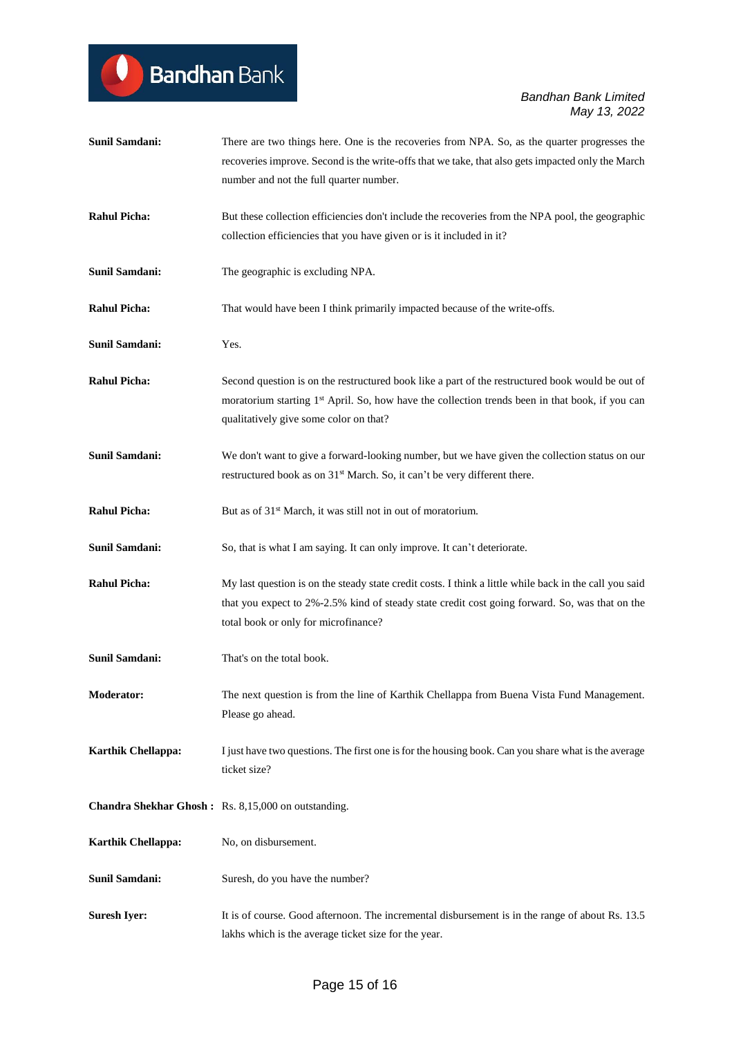**Sunil Samdani:** There are two things here. One is the recoveries from NPA. So, as the quarter progresses the recoveries improve. Second is the write-offs that we take, that also gets impacted only the March number and not the full quarter number.

**Rahul Picha:** But these collection efficiencies don't include the recoveries from the NPA pool, the geographic collection efficiencies that you have given or is it included in it?

**Sunil Samdani:** The geographic is excluding NPA.

**Rahul Picha:** That would have been I think primarily impacted because of the write-offs.

**Sunil Samdani:** Yes.

**Rahul Picha:** Second question is on the restructured book like a part of the restructured book would be out of moratorium starting 1st April. So, how have the collection trends been in that book, if you can qualitatively give some color on that?

**Sunil Samdani:** We don't want to give a forward-looking number, but we have given the collection status on our restructured book as on 31st March. So, it can't be very different there.

**Rahul Picha:** But as of 31st March, it was still not in out of moratorium.

**Sunil Samdani:** So, that is what I am saying. It can only improve. It can't deteriorate.

**Rahul Picha:** My last question is on the steady state credit costs. I think a little while back in the call you said that you expect to 2%-2.5% kind of steady state credit cost going forward. So, was that on the total book or only for microfinance?

**Sunil Samdani:** That's on the total book.

**Moderator:** The next question is from the line of Karthik Chellappa from Buena Vista Fund Management. Please go ahead.

**Karthik Chellappa:** I just have two questions. The first one is for the housing book. Can you share what is the average ticket size?

**Chandra Shekhar Ghosh :** Rs. 8,15,000 on outstanding.

**Karthik Chellappa:** No, on disbursement.

**Sunil Samdani:** Suresh, do you have the number?

**Suresh Iyer:** It is of course. Good afternoon. The incremental disbursement is in the range of about Rs. 13.5 lakhs which is the average ticket size for the year.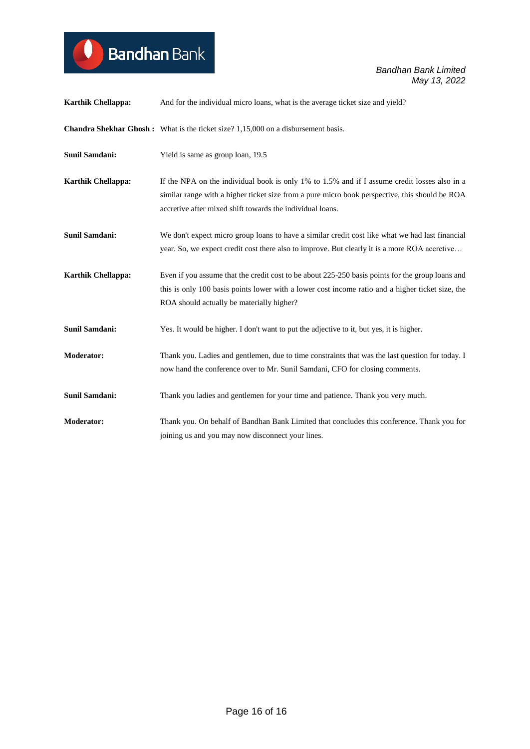**Karthik Chellappa:** And for the individual micro loans, what is the average ticket size and yield?

**Chandra Shekhar Ghosh :** What is the ticket size? 1,15,000 on a disbursement basis.

**Sunil Samdani:** Yield is same as group loan, 19.5

**Karthik Chellappa:** If the NPA on the individual book is only 1% to 1.5% and if I assume credit losses also in a similar range with a higher ticket size from a pure micro book perspective, this should be ROA accretive after mixed shift towards the individual loans.

**Sunil Samdani:** We don't expect micro group loans to have a similar credit cost like what we had last financial year. So, we expect credit cost there also to improve. But clearly it is a more ROA accretive…

**Karthik Chellappa:** Even if you assume that the credit cost to be about 225-250 basis points for the group loans and this is only 100 basis points lower with a lower cost income ratio and a higher ticket size, the ROA should actually be materially higher?

**Sunil Samdani:** Yes. It would be higher. I don't want to put the adjective to it, but yes, it is higher.

**Moderator:** Thank you. Ladies and gentlemen, due to time constraints that was the last question for today. I now hand the conference over to Mr. Sunil Samdani, CFO for closing comments.

**Sunil Samdani:** Thank you ladies and gentlemen for your time and patience. Thank you very much.

**Moderator:** Thank you. On behalf of Bandhan Bank Limited that concludes this conference. Thank you for joining us and you may now disconnect your lines.